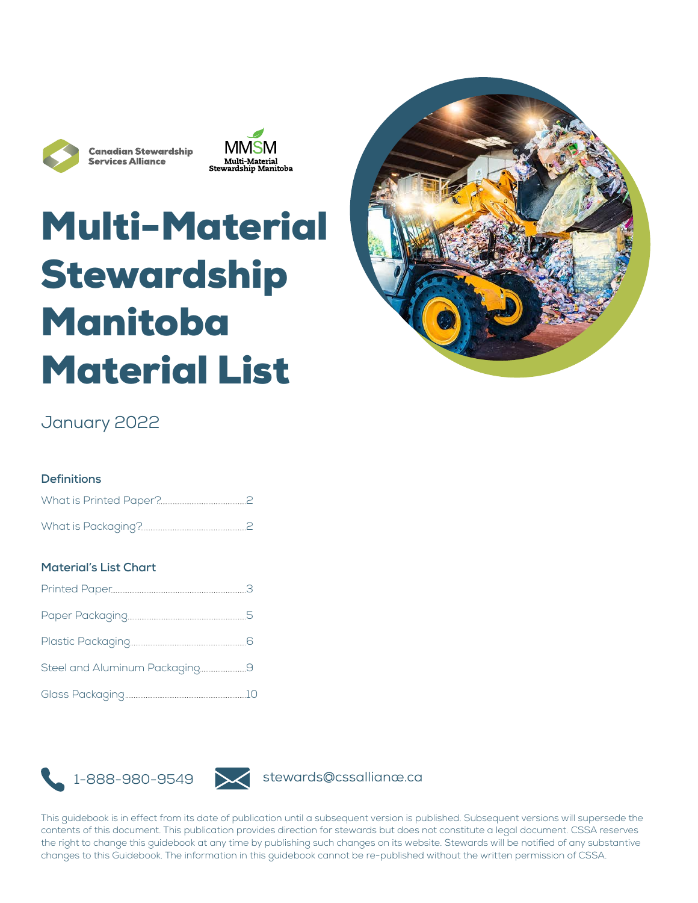Canadian Stewardship Services Alliance

MMSM Multi-Material Stewardship Manitoba

# Multi-Material Stewardship Manitoba Material List

January 2022

### Definitions

What is Printed Paper? ... 2

What is Packaging? ... 2

### Material's List Chart

Printed Paper ... 3

Paper Packaging ... 5

Plastic Packaging ... 6

Steel and Aluminum Packaging ... 9

Glass Packaging ... 10

1-888-980-9549

stewards@cssalliance.ca

This guidebook is in effect from its date of publication until a subsequent version is published. Subsequent versions will supersede the contents of this document. This publication provides direction for stewards but does not constitute a legal document. CSSA reserves the right to change this guidebook at any time by publishing such changes on its website. Stewards will be notified of any substantive changes to this Guidebook. The information in this guidebook cannot be re-published without the written permission of CSSA.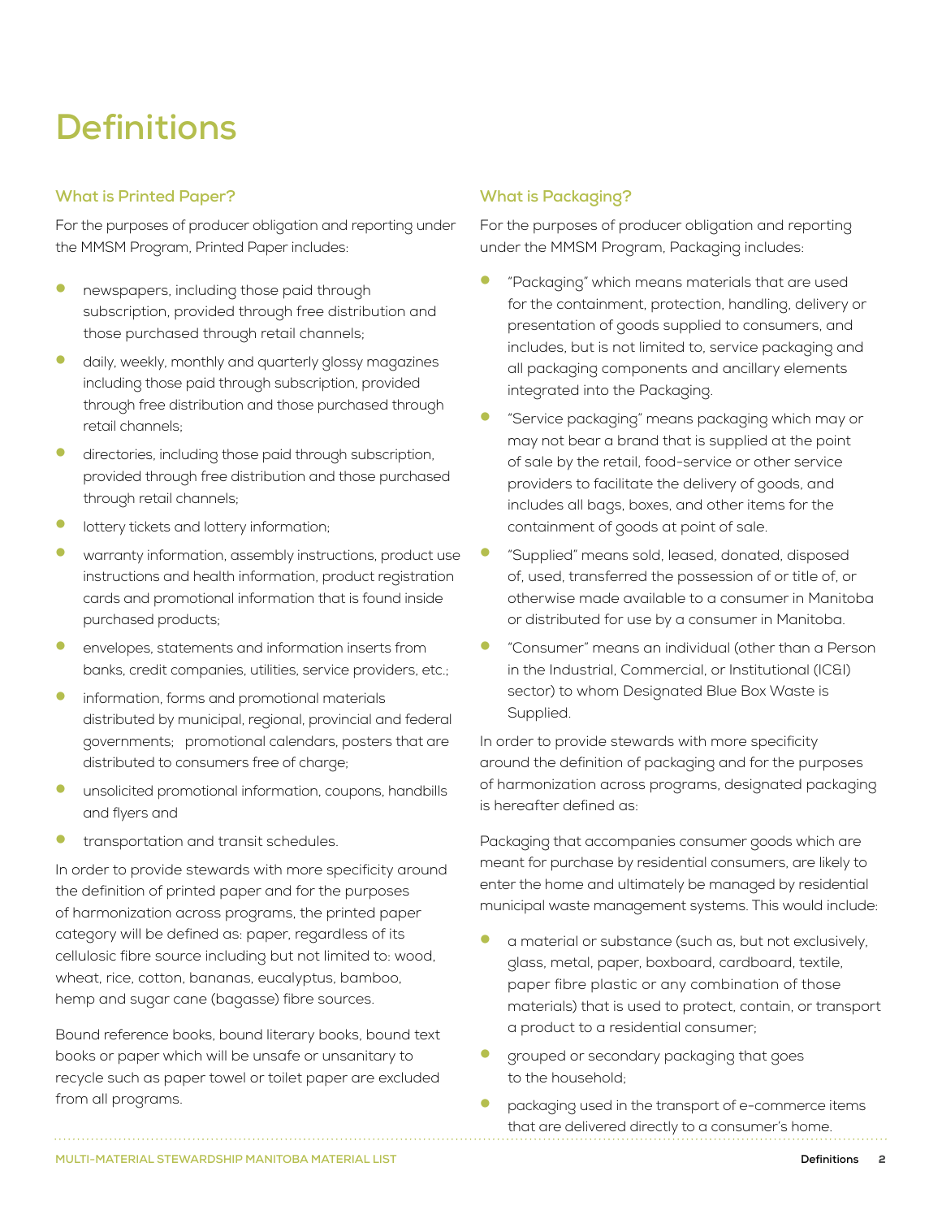# Definitions

## What is Printed Paper?

For the purposes of producer obligation and reporting under the MMSM Program, Printed Paper includes:

- newspapers, including those paid through subscription, provided through free distribution and those purchased through retail channels;
- daily, weekly, monthly and quarterly glossy magazines including those paid through subscription, provided through free distribution and those purchased through retail channels;
- directories, including those paid through subscription, provided through free distribution and those purchased through retail channels;
- lottery tickets and lottery information;
- warranty information, assembly instructions, product use instructions and health information, product registration cards and promotional information that is found inside purchased products;
- envelopes, statements and information inserts from banks, credit companies, utilities, service providers, etc.;
- information, forms and promotional materials distributed by municipal, regional, provincial and federal governments; promotional calendars, posters that are distributed to consumers free of charge;
- unsolicited promotional information, coupons, handbills and flyers and
- transportation and transit schedules.

In order to provide stewards with more specificity around the definition of printed paper and for the purposes of harmonization across programs, the printed paper category will be defined as: paper, regardless of its cellulosic fibre source including but not limited to: wood, wheat, rice, cotton, bananas, eucalyptus, bamboo, hemp and sugar cane (bagasse) fibre sources.

Bound reference books, bound literary books, bound text books or paper which will be unsafe or unsanitary to recycle such as paper towel or toilet paper are excluded from all programs.

## What is Packaging?

For the purposes of producer obligation and reporting under the MMSM Program, Packaging includes:

- "Packaging" which means materials that are used for the containment, protection, handling, delivery or presentation of goods supplied to consumers, and includes, but is not limited to, service packaging and all packaging components and ancillary elements integrated into the Packaging.
- "Service packaging" means packaging which may or may not bear a brand that is supplied at the point of sale by the retail, food-service or other service providers to facilitate the delivery of goods, and includes all bags, boxes, and other items for the containment of goods at point of sale.
- "Supplied" means sold, leased, donated, disposed of, used, transferred the possession of or title of, or otherwise made available to a consumer in Manitoba or distributed for use by a consumer in Manitoba.
- "Consumer" means an individual (other than a Person in the Industrial, Commercial, or Institutional (IC&I) sector) to whom Designated Blue Box Waste is Supplied.

In order to provide stewards with more specificity around the definition of packaging and for the purposes of harmonization across programs, designated packaging is hereafter defined as:

Packaging that accompanies consumer goods which are meant for purchase by residential consumers, are likely to enter the home and ultimately be managed by residential municipal waste management systems. This would include:

- a material or substance (such as, but not exclusively, glass, metal, paper, boxboard, cardboard, textile, paper fibre plastic or any combination of those materials) that is used to protect, contain, or transport a product to a residential consumer;
- grouped or secondary packaging that goes to the household;
- packaging used in the transport of e-commerce items that are delivered directly to a consumer's home.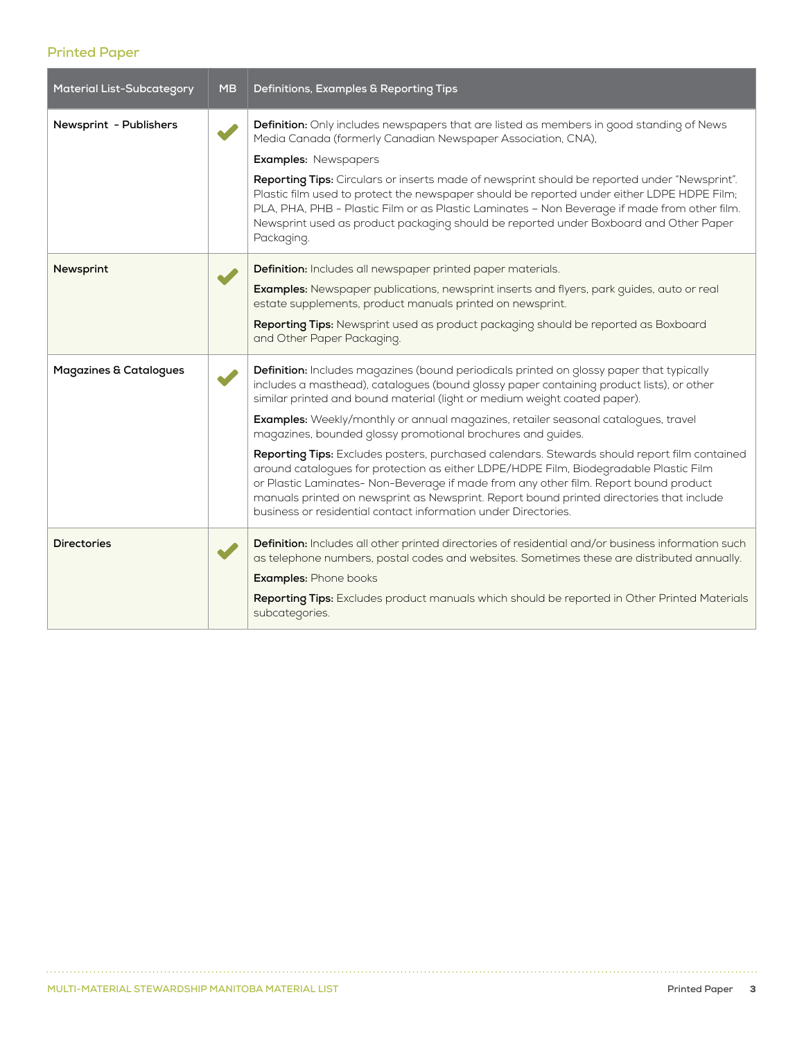## Printed Paper

| Material List-Subcategory | MB | Definitions, Examples & Reporting Tips |
| --- | --- | --- |
| **Newsprint - Publishers** | ✔ | **Definition:** Only includes newspapers that are listed as members in good standing of News Media Canada (formerly Canadian Newspaper Association, CNA),<br>**Examples:** Newspapers<br>**Reporting Tips:** Circulars or inserts made of newsprint should be reported under "Newsprint". Plastic film used to protect the newspaper should be reported under either LDPE HDPE Film; PLA, PHA, PHB - Plastic Film or as Plastic Laminates – Non Beverage if made from other film. Newsprint used as product packaging should be reported under Boxboard and Other Paper Packaging. |
| **Newsprint** | ✔ | **Definition:** Includes all newspaper printed paper materials.<br>**Examples:** Newspaper publications, newsprint inserts and flyers, park guides, auto or real estate supplements, product manuals printed on newsprint.<br>**Reporting Tips:** Newsprint used as product packaging should be reported as Boxboard and Other Paper Packaging. |
| **Magazines & Catalogues** | ✔ | **Definition:** Includes magazines (bound periodicals printed on glossy paper that typically includes a masthead), catalogues (bound glossy paper containing product lists), or other similar printed and bound material (light or medium weight coated paper).<br>**Examples:** Weekly/monthly or annual magazines, retailer seasonal catalogues, travel magazines, bounded glossy promotional brochures and guides.<br>**Reporting Tips:** Excludes posters, purchased calendars. Stewards should report film contained around catalogues for protection as either LDPE/HDPE Film, Biodegradable Plastic Film or Plastic Laminates- Non-Beverage if made from any other film. Report bound product manuals printed on newsprint as Newsprint. Report bound printed directories that include business or residential contact information under Directories. |
| **Directories** | ✔ | **Definition:** Includes all other printed directories of residential and/or business information such as telephone numbers, postal codes and websites. Sometimes these are distributed annually.<br>**Examples:** Phone books<br>**Reporting Tips:** Excludes product manuals which should be reported in Other Printed Materials subcategories. |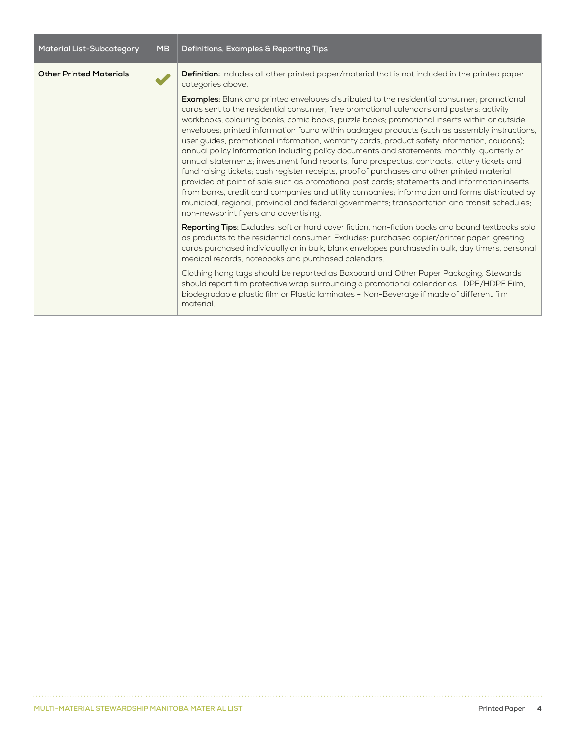| Material List-Subcategory | MB | Definitions, Examples & Reporting Tips |
|---|---|---|
| **Other Printed Materials** | ✔ | **Definition:** Includes all other printed paper/material that is not included in the printed paper categories above.<br><br>**Examples:** Blank and printed envelopes distributed to the residential consumer; promotional cards sent to the residential consumer; free promotional calendars and posters; activity workbooks, colouring books, comic books, puzzle books; promotional inserts within or outside envelopes; printed information found within packaged products (such as assembly instructions, user guides, promotional information, warranty cards, product safety information, coupons); annual policy information including policy documents and statements; monthly, quarterly or annual statements; investment fund reports, fund prospectus, contracts, lottery tickets and fund raising tickets; cash register receipts, proof of purchases and other printed material provided at point of sale such as promotional post cards; statements and information inserts from banks, credit card companies and utility companies; information and forms distributed by municipal, regional, provincial and federal governments; transportation and transit schedules; non-newsprint flyers and advertising.<br><br>**Reporting Tips:** Excludes: soft or hard cover fiction, non-fiction books and bound textbooks sold as products to the residential consumer. Excludes: purchased copier/printer paper, greeting cards purchased individually or in bulk, blank envelopes purchased in bulk, day timers, personal medical records, notebooks and purchased calendars.<br><br>Clothing hang tags should be reported as Boxboard and Other Paper Packaging. Stewards should report film protective wrap surrounding a promotional calendar as LDPE/HDPE Film, biodegradable plastic film or Plastic laminates – Non-Beverage if made of different film material. |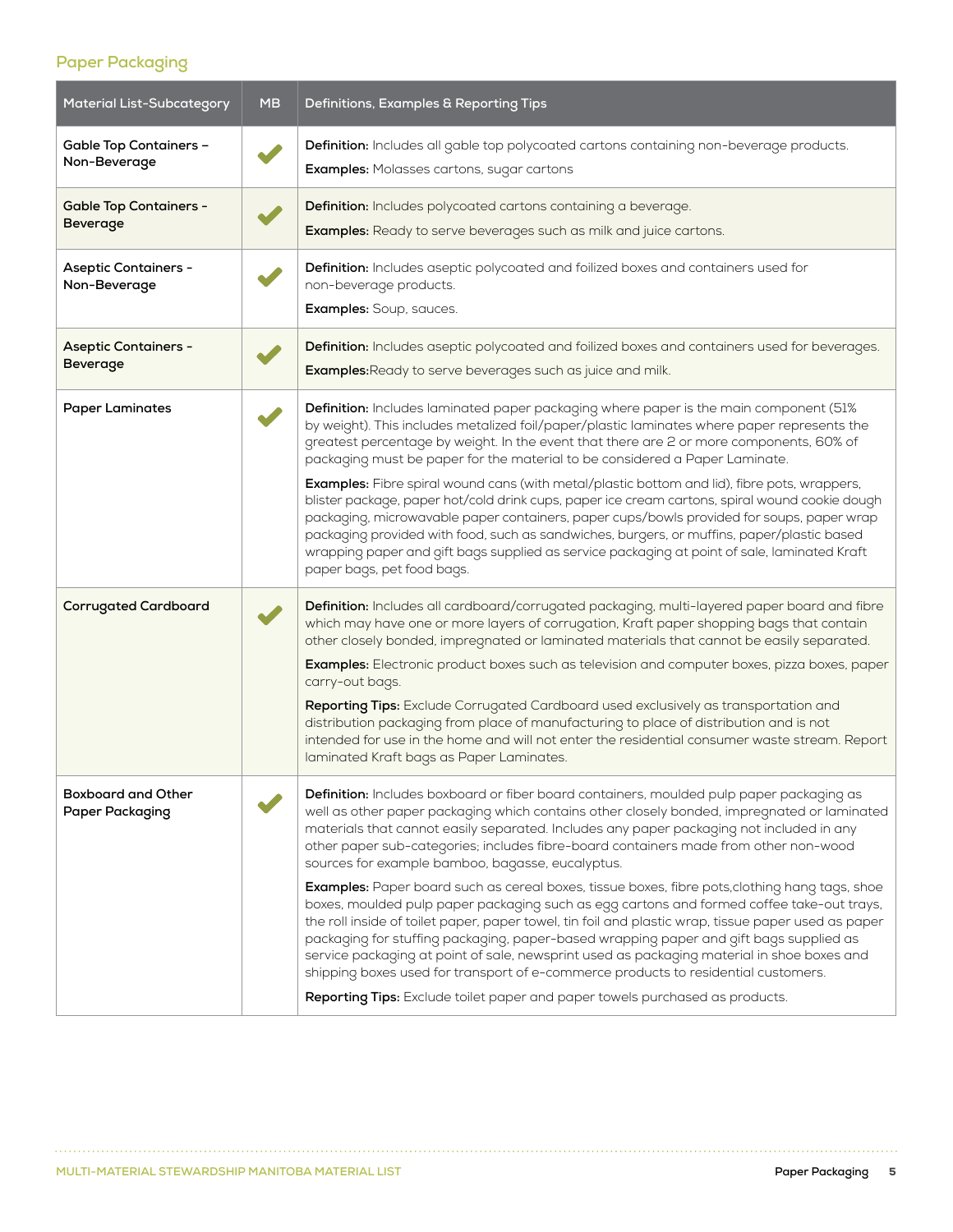## Paper Packaging

| Material List-Subcategory | MB | Definitions, Examples & Reporting Tips |
|---|---|---|
| **Gable Top Containers – Non-Beverage** | ✔ | **Definition:** Includes all gable top polycoated cartons containing non-beverage products.<br>**Examples:** Molasses cartons, sugar cartons |
| **Gable Top Containers - Beverage** | ✔ | **Definition:** Includes polycoated cartons containing a beverage.<br>**Examples:** Ready to serve beverages such as milk and juice cartons. |
| **Aseptic Containers - Non-Beverage** | ✔ | **Definition:** Includes aseptic polycoated and foilized boxes and containers used for non-beverage products.<br>**Examples:** Soup, sauces. |
| **Aseptic Containers - Beverage** | ✔ | **Definition:** Includes aseptic polycoated and foilized boxes and containers used for beverages.<br>**Examples:**Ready to serve beverages such as juice and milk. |
| **Paper Laminates** | ✔ | **Definition:** Includes laminated paper packaging where paper is the main component (51% by weight). This includes metalized foil/paper/plastic laminates where paper represents the greatest percentage by weight. In the event that there are 2 or more components, 60% of packaging must be paper for the material to be considered a Paper Laminate.<br>**Examples:** Fibre spiral wound cans (with metal/plastic bottom and lid), fibre pots, wrappers, blister package, paper hot/cold drink cups, paper ice cream cartons, spiral wound cookie dough packaging, microwavable paper containers, paper cups/bowls provided for soups, paper wrap packaging provided with food, such as sandwiches, burgers, or muffins, paper/plastic based wrapping paper and gift bags supplied as service packaging at point of sale, laminated Kraft paper bags, pet food bags. |
| **Corrugated Cardboard** | ✔ | **Definition:** Includes all cardboard/corrugated packaging, multi-layered paper board and fibre which may have one or more layers of corrugation, Kraft paper shopping bags that contain other closely bonded, impregnated or laminated materials that cannot be easily separated.<br>**Examples:** Electronic product boxes such as television and computer boxes, pizza boxes, paper carry-out bags.<br>**Reporting Tips:** Exclude Corrugated Cardboard used exclusively as transportation and distribution packaging from place of manufacturing to place of distribution and is not intended for use in the home and will not enter the residential consumer waste stream. Report laminated Kraft bags as Paper Laminates. |
| **Boxboard and Other Paper Packaging** | ✔ | **Definition:** Includes boxboard or fiber board containers, moulded pulp paper packaging as well as other paper packaging which contains other closely bonded, impregnated or laminated materials that cannot easily separated. Includes any paper packaging not included in any other paper sub-categories; includes fibre-board containers made from other non-wood sources for example bamboo, bagasse, eucalyptus.<br>**Examples:** Paper board such as cereal boxes, tissue boxes, fibre pots,clothing hang tags, shoe boxes, moulded pulp paper packaging such as egg cartons and formed coffee take-out trays, the roll inside of toilet paper, paper towel, tin foil and plastic wrap, tissue paper used as paper packaging for stuffing packaging, paper-based wrapping paper and gift bags supplied as service packaging at point of sale, newsprint used as packaging material in shoe boxes and shipping boxes used for transport of e-commerce products to residential customers.<br>**Reporting Tips:** Exclude toilet paper and paper towels purchased as products. |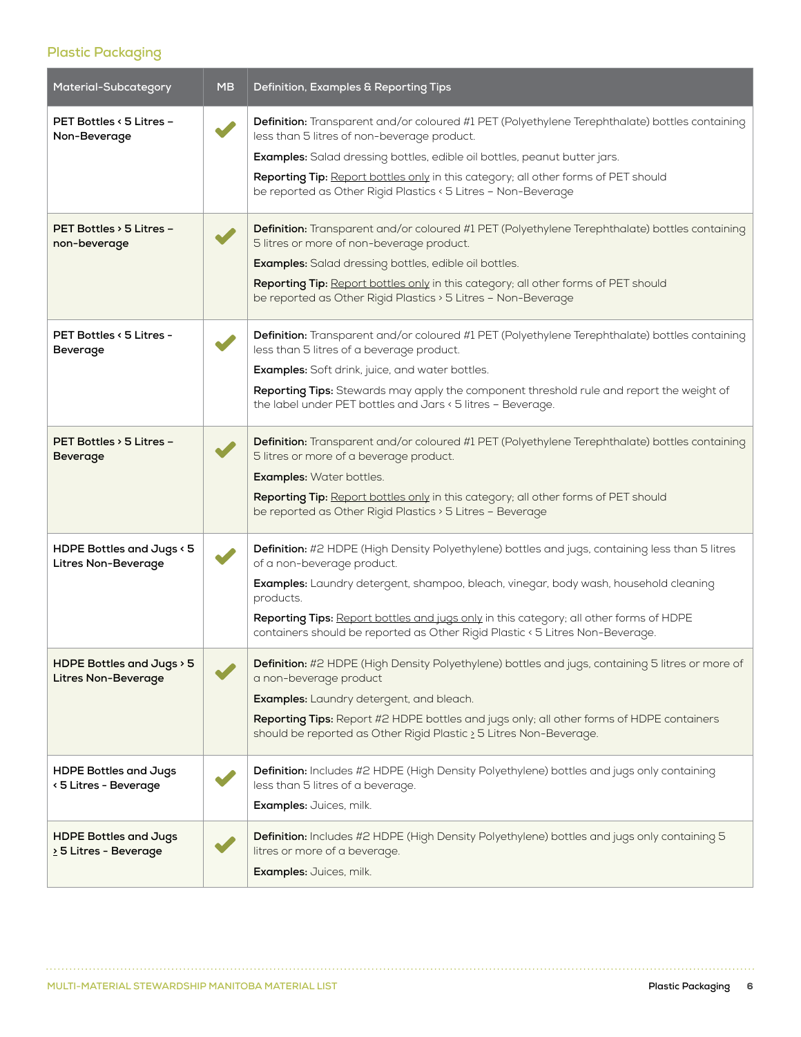## Plastic Packaging

| Material-Subcategory | MB | Definition, Examples & Reporting Tips |
|---|---|---|
| **PET Bottles ‹ 5 Litres – Non-Beverage** | ✔ | **Definition:** Transparent and/or coloured #1 PET (Polyethylene Terephthalate) bottles containing less than 5 litres of non-beverage product.<br>**Examples:** Salad dressing bottles, edible oil bottles, peanut butter jars.<br>**Reporting Tip:** Report bottles only in this category; all other forms of PET should be reported as Other Rigid Plastics ‹ 5 Litres – Non-Beverage |
| **PET Bottles › 5 Litres – non-beverage** | ✔ | **Definition:** Transparent and/or coloured #1 PET (Polyethylene Terephthalate) bottles containing 5 litres or more of non-beverage product.<br>**Examples:** Salad dressing bottles, edible oil bottles.<br>**Reporting Tip:** Report bottles only in this category; all other forms of PET should be reported as Other Rigid Plastics › 5 Litres – Non-Beverage |
| **PET Bottles ‹ 5 Litres - Beverage** | ✔ | **Definition:** Transparent and/or coloured #1 PET (Polyethylene Terephthalate) bottles containing less than 5 litres of a beverage product.<br>**Examples:** Soft drink, juice, and water bottles.<br>**Reporting Tips:** Stewards may apply the component threshold rule and report the weight of the label under PET bottles and Jars ‹ 5 litres – Beverage. |
| **PET Bottles › 5 Litres – Beverage** | ✔ | **Definition:** Transparent and/or coloured #1 PET (Polyethylene Terephthalate) bottles containing 5 litres or more of a beverage product.<br>**Examples:** Water bottles.<br>**Reporting Tip:** Report bottles only in this category; all other forms of PET should be reported as Other Rigid Plastics › 5 Litres – Beverage |
| **HDPE Bottles and Jugs ‹ 5 Litres Non-Beverage** | ✔ | **Definition:** #2 HDPE (High Density Polyethylene) bottles and jugs, containing less than 5 litres of a non-beverage product.<br>**Examples:** Laundry detergent, shampoo, bleach, vinegar, body wash, household cleaning products.<br>**Reporting Tips:** Report bottles and jugs only in this category; all other forms of HDPE containers should be reported as Other Rigid Plastic ‹ 5 Litres Non-Beverage. |
| **HDPE Bottles and Jugs › 5 Litres Non-Beverage** | ✔ | **Definition:** #2 HDPE (High Density Polyethylene) bottles and jugs, containing 5 litres or more of a non-beverage product<br>**Examples:** Laundry detergent, and bleach.<br>**Reporting Tips:** Report #2 HDPE bottles and jugs only; all other forms of HDPE containers should be reported as Other Rigid Plastic ≥ 5 Litres Non-Beverage. |
| **HDPE Bottles and Jugs ‹ 5 Litres - Beverage** | ✔ | **Definition:** Includes #2 HDPE (High Density Polyethylene) bottles and jugs only containing less than 5 litres of a beverage.<br>**Examples:** Juices, milk. |
| **HDPE Bottles and Jugs ≥ 5 Litres - Beverage** | ✔ | **Definition:** Includes #2 HDPE (High Density Polyethylene) bottles and jugs only containing 5 litres or more of a beverage.<br>**Examples:** Juices, milk. |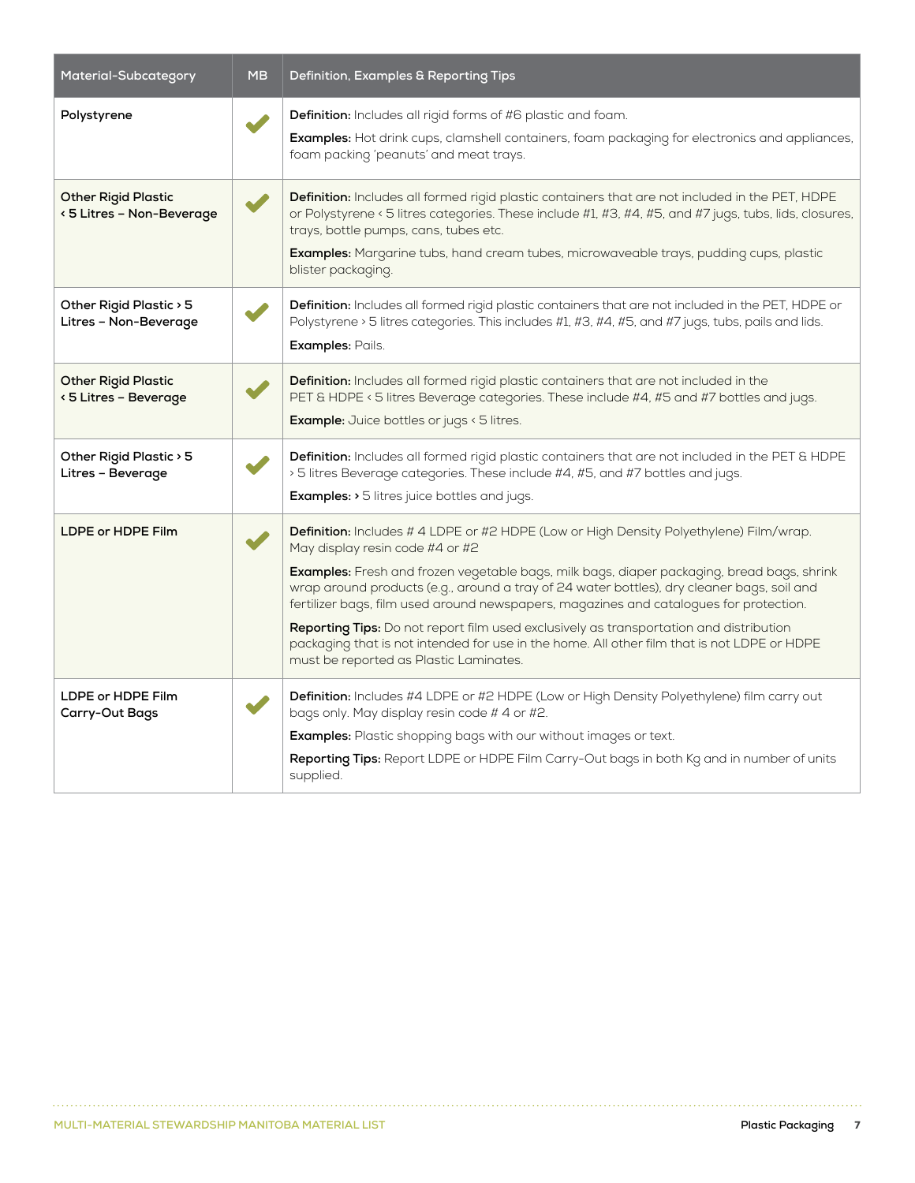| Material-Subcategory | MB | Definition, Examples & Reporting Tips |
|---|---|---|
| **Polystyrene** | ✔ | **Definition:** Includes all rigid forms of #6 plastic and foam.<br>**Examples:** Hot drink cups, clamshell containers, foam packaging for electronics and appliances, foam packing 'peanuts' and meat trays. |
| **Other Rigid Plastic ‹ 5 Litres – Non-Beverage** | ✔ | **Definition:** Includes all formed rigid plastic containers that are not included in the PET, HDPE or Polystyrene ‹ 5 litres categories. These include #1, #3, #4, #5, and #7 jugs, tubs, lids, closures, trays, bottle pumps, cans, tubes etc.<br>**Examples:** Margarine tubs, hand cream tubes, microwaveable trays, pudding cups, plastic blister packaging. |
| **Other Rigid Plastic › 5 Litres – Non-Beverage** | ✔ | **Definition:** Includes all formed rigid plastic containers that are not included in the PET, HDPE or Polystyrene › 5 litres categories. This includes #1, #3, #4, #5, and #7 jugs, tubs, pails and lids.<br>**Examples:** Pails. |
| **Other Rigid Plastic ‹ 5 Litres – Beverage** | ✔ | **Definition:** Includes all formed rigid plastic containers that are not included in the PET & HDPE ‹ 5 litres Beverage categories. These include #4, #5 and #7 bottles and jugs.<br>**Example:** Juice bottles or jugs ‹ 5 litres. |
| **Other Rigid Plastic › 5 Litres – Beverage** | ✔ | **Definition:** Includes all formed rigid plastic containers that are not included in the PET & HDPE › 5 litres Beverage categories. These include #4, #5, and #7 bottles and jugs.<br>**Examples: ›** 5 litres juice bottles and jugs. |
| **LDPE or HDPE Film** | ✔ | **Definition:** Includes # 4 LDPE or #2 HDPE (Low or High Density Polyethylene) Film/wrap. May display resin code #4 or #2<br>**Examples:** Fresh and frozen vegetable bags, milk bags, diaper packaging, bread bags, shrink wrap around products (e.g., around a tray of 24 water bottles), dry cleaner bags, soil and fertilizer bags, film used around newspapers, magazines and catalogues for protection.<br>**Reporting Tips:** Do not report film used exclusively as transportation and distribution packaging that is not intended for use in the home. All other film that is not LDPE or HDPE must be reported as Plastic Laminates. |
| **LDPE or HDPE Film Carry-Out Bags** | ✔ | **Definition:** Includes #4 LDPE or #2 HDPE (Low or High Density Polyethylene) film carry out bags only. May display resin code # 4 or #2.<br>**Examples:** Plastic shopping bags with our without images or text.<br>**Reporting Tips:** Report LDPE or HDPE Film Carry-Out bags in both Kg and in number of units supplied. |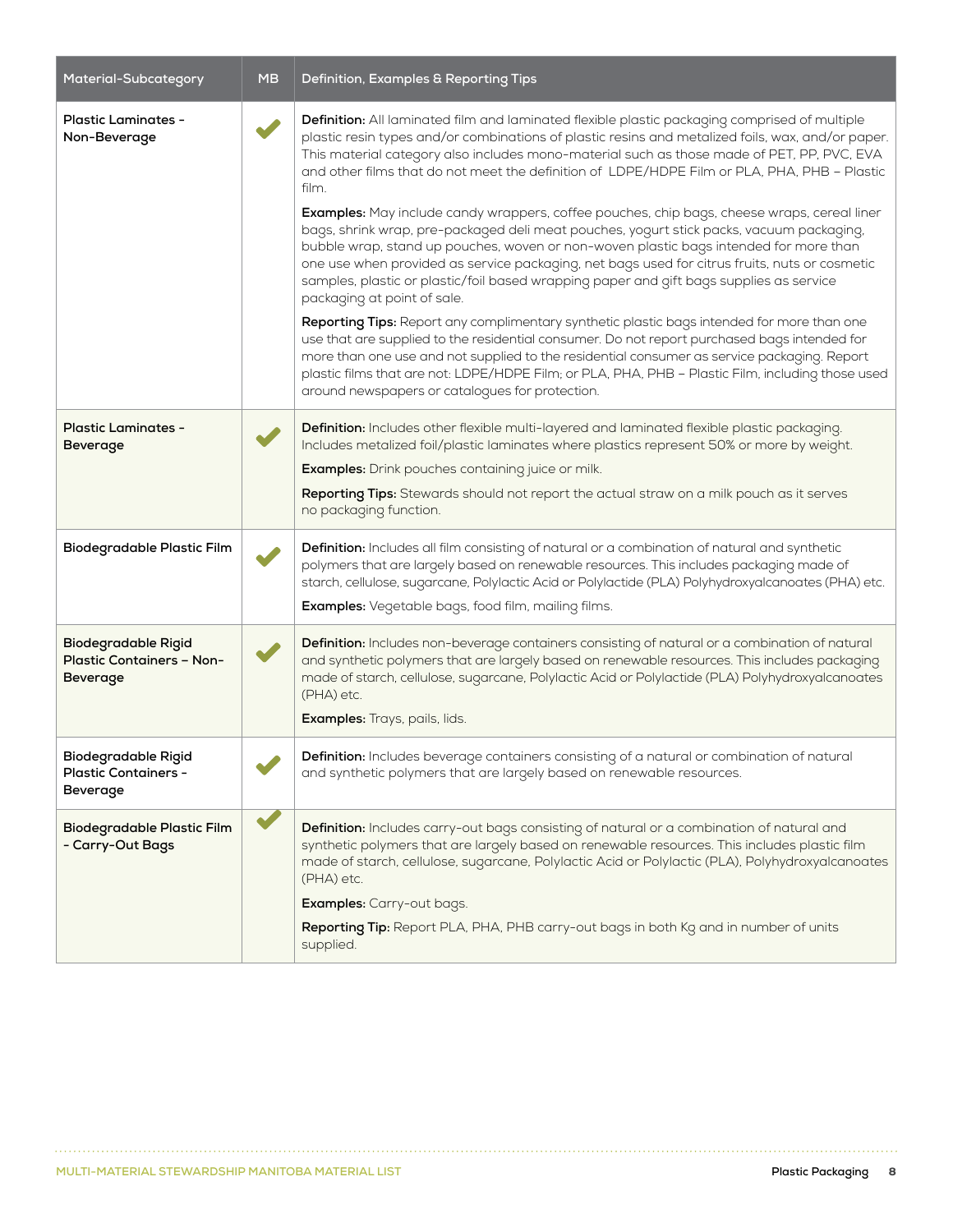| Material-Subcategory | MB | Definition, Examples & Reporting Tips |
|---|---|---|
| **Plastic Laminates - Non-Beverage** | ✔ | **Definition:** All laminated film and laminated flexible plastic packaging comprised of multiple plastic resin types and/or combinations of plastic resins and metalized foils, wax, and/or paper. This material category also includes mono-material such as those made of PET, PP, PVC, EVA and other films that do not meet the definition of LDPE/HDPE Film or PLA, PHA, PHB – Plastic film.<br><br>**Examples:** May include candy wrappers, coffee pouches, chip bags, cheese wraps, cereal liner bags, shrink wrap, pre-packaged deli meat pouches, yogurt stick packs, vacuum packaging, bubble wrap, stand up pouches, woven or non-woven plastic bags intended for more than one use when provided as service packaging, net bags used for citrus fruits, nuts or cosmetic samples, plastic or plastic/foil based wrapping paper and gift bags supplies as service packaging at point of sale.<br><br>**Reporting Tips:** Report any complimentary synthetic plastic bags intended for more than one use that are supplied to the residential consumer. Do not report purchased bags intended for more than one use and not supplied to the residential consumer as service packaging. Report plastic films that are not: LDPE/HDPE Film; or PLA, PHA, PHB – Plastic Film, including those used around newspapers or catalogues for protection. |
| **Plastic Laminates - Beverage** | ✔ | **Definition:** Includes other flexible multi-layered and laminated flexible plastic packaging. Includes metalized foil/plastic laminates where plastics represent 50% or more by weight.<br><br>**Examples:** Drink pouches containing juice or milk.<br><br>**Reporting Tips:** Stewards should not report the actual straw on a milk pouch as it serves no packaging function. |
| **Biodegradable Plastic Film** | ✔ | **Definition:** Includes all film consisting of natural or a combination of natural and synthetic polymers that are largely based on renewable resources. This includes packaging made of starch, cellulose, sugarcane, Polylactic Acid or Polylactide (PLA) Polyhydroxyalcanoates (PHA) etc.<br><br>**Examples:** Vegetable bags, food film, mailing films. |
| **Biodegradable Rigid Plastic Containers – Non-Beverage** | ✔ | **Definition:** Includes non-beverage containers consisting of natural or a combination of natural and synthetic polymers that are largely based on renewable resources. This includes packaging made of starch, cellulose, sugarcane, Polylactic Acid or Polylactide (PLA) Polyhydroxyalcanoates (PHA) etc.<br><br>**Examples:** Trays, pails, lids. |
| **Biodegradable Rigid Plastic Containers - Beverage** | ✔ | **Definition:** Includes beverage containers consisting of a natural or combination of natural and synthetic polymers that are largely based on renewable resources. |
| **Biodegradable Plastic Film - Carry-Out Bags** | ✔ | **Definition:** Includes carry-out bags consisting of natural or a combination of natural and synthetic polymers that are largely based on renewable resources. This includes plastic film made of starch, cellulose, sugarcane, Polylactic Acid or Polylactic (PLA), Polyhydroxyalcanoates (PHA) etc.<br><br>**Examples:** Carry-out bags.<br><br>**Reporting Tip:** Report PLA, PHA, PHB carry-out bags in both Kg and in number of units supplied. |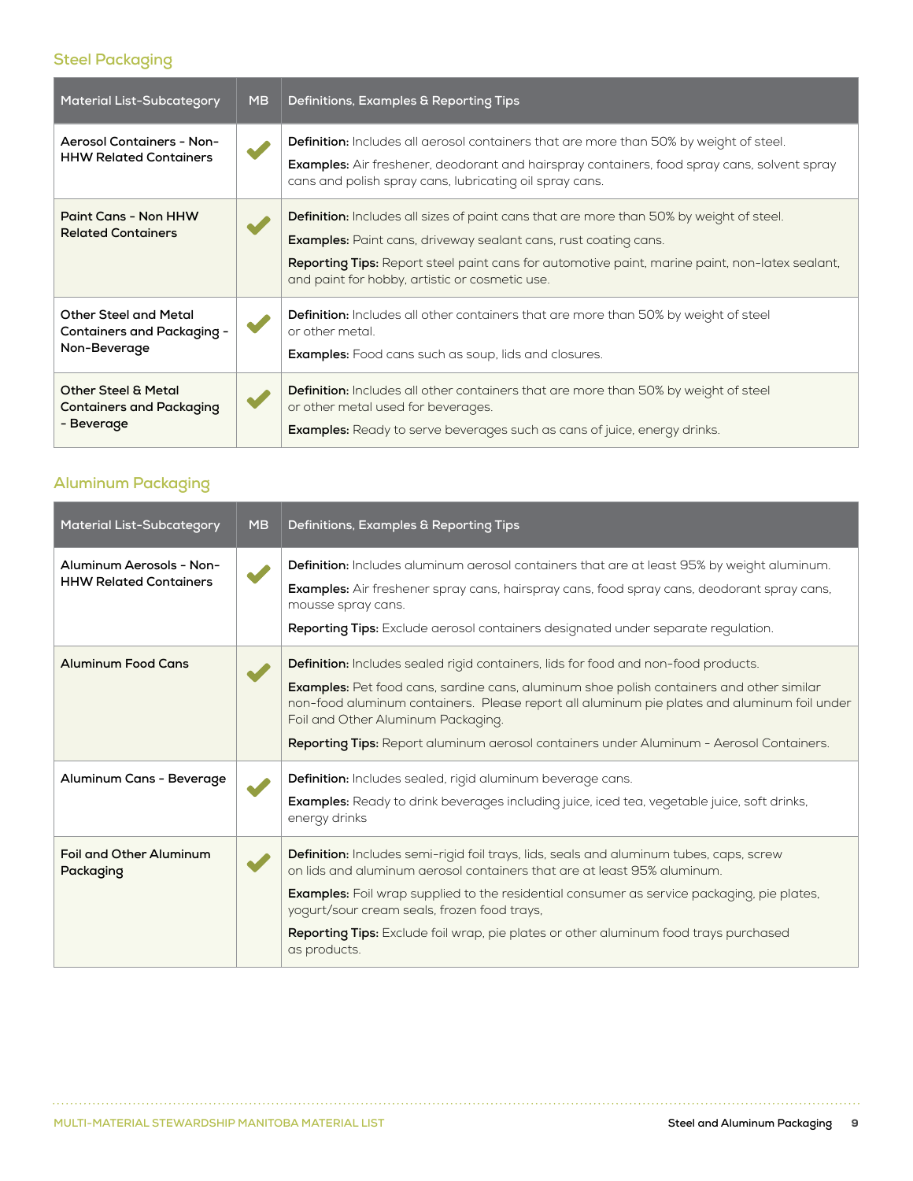## Steel Packaging

| Material List-Subcategory | MB | Definitions, Examples & Reporting Tips |
|---|---|---|
| Aerosol Containers - Non-HHW Related Containers | ✔ | **Definition:** Includes all aerosol containers that are more than 50% by weight of steel.<br>**Examples:** Air freshener, deodorant and hairspray containers, food spray cans, solvent spray cans and polish spray cans, lubricating oil spray cans. |
| Paint Cans - Non HHW Related Containers | ✔ | **Definition:** Includes all sizes of paint cans that are more than 50% by weight of steel.<br>**Examples:** Paint cans, driveway sealant cans, rust coating cans.<br>**Reporting Tips:** Report steel paint cans for automotive paint, marine paint, non-latex sealant, and paint for hobby, artistic or cosmetic use. |
| Other Steel and Metal Containers and Packaging - Non-Beverage | ✔ | **Definition:** Includes all other containers that are more than 50% by weight of steel or other metal.<br>**Examples:** Food cans such as soup, lids and closures. |
| Other Steel & Metal Containers and Packaging - Beverage | ✔ | **Definition:** Includes all other containers that are more than 50% by weight of steel or other metal used for beverages.<br>**Examples:** Ready to serve beverages such as cans of juice, energy drinks. |

## Aluminum Packaging

| Material List-Subcategory | MB | Definitions, Examples & Reporting Tips |
|---|---|---|
| Aluminum Aerosols - Non-HHW Related Containers | ✔ | **Definition:** Includes aluminum aerosol containers that are at least 95% by weight aluminum.<br>**Examples:** Air freshener spray cans, hairspray cans, food spray cans, deodorant spray cans, mousse spray cans.<br>**Reporting Tips:** Exclude aerosol containers designated under separate regulation. |
| Aluminum Food Cans | ✔ | **Definition:** Includes sealed rigid containers, lids for food and non-food products.<br>**Examples:** Pet food cans, sardine cans, aluminum shoe polish containers and other similar non-food aluminum containers. Please report all aluminum pie plates and aluminum foil under Foil and Other Aluminum Packaging.<br>**Reporting Tips:** Report aluminum aerosol containers under Aluminum - Aerosol Containers. |
| Aluminum Cans - Beverage | ✔ | **Definition:** Includes sealed, rigid aluminum beverage cans.<br>**Examples:** Ready to drink beverages including juice, iced tea, vegetable juice, soft drinks, energy drinks |
| Foil and Other Aluminum Packaging | ✔ | **Definition:** Includes semi-rigid foil trays, lids, seals and aluminum tubes, caps, screw on lids and aluminum aerosol containers that are at least 95% aluminum.<br>**Examples:** Foil wrap supplied to the residential consumer as service packaging, pie plates, yogurt/sour cream seals, frozen food trays,<br>**Reporting Tips:** Exclude foil wrap, pie plates or other aluminum food trays purchased as products. |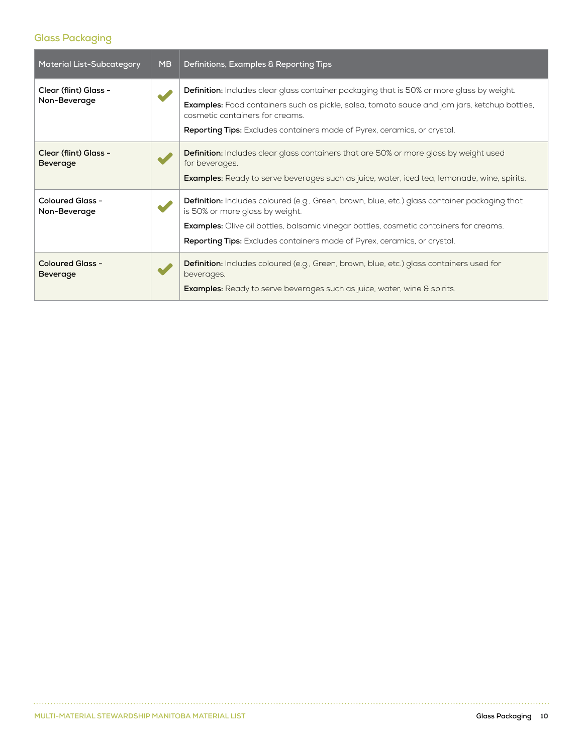## Glass Packaging

| Material List-Subcategory | MB | Definitions, Examples & Reporting Tips |
|---|---|---|
| **Clear (flint) Glass - Non-Beverage** | ✔ | **Definition:** Includes clear glass container packaging that is 50% or more glass by weight. **Examples:** Food containers such as pickle, salsa, tomato sauce and jam jars, ketchup bottles, cosmetic containers for creams. **Reporting Tips:** Excludes containers made of Pyrex, ceramics, or crystal. |
| **Clear (flint) Glass - Beverage** | ✔ | **Definition:** Includes clear glass containers that are 50% or more glass by weight used for beverages. **Examples:** Ready to serve beverages such as juice, water, iced tea, lemonade, wine, spirits. |
| **Coloured Glass - Non-Beverage** | ✔ | **Definition:** Includes coloured (e.g., Green, brown, blue, etc.) glass container packaging that is 50% or more glass by weight. **Examples:** Olive oil bottles, balsamic vinegar bottles, cosmetic containers for creams. **Reporting Tips:** Excludes containers made of Pyrex, ceramics, or crystal. |
| **Coloured Glass - Beverage** | ✔ | **Definition:** Includes coloured (e.g., Green, brown, blue, etc.) glass containers used for beverages. **Examples:** Ready to serve beverages such as juice, water, wine & spirits. |